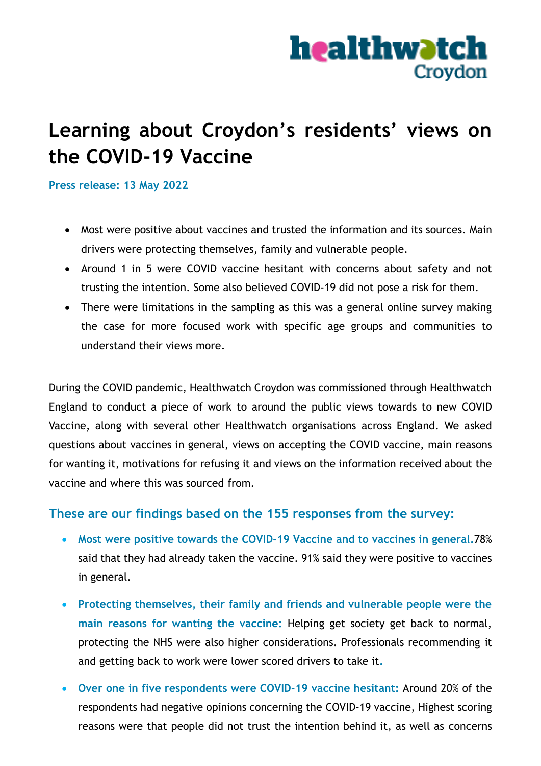# Learning about Croydon's residents' views on the COVID-19 Vaccine

**Press release: 13 May 2022**

- Most were positive about vaccines and trusted the information and its sources. Main drivers were protecting themselves, family and vulnerable people.
- Around 1 in 5 were COVID vaccine hesitant with concerns about safety and not trusting the intention. Some also believed COVID-19 did not pose a risk for them.
- There were limitations in the sampling as this was a general online survey making the case for more focused work with specific age groups and communities to understand their views more.

During the COVID pandemic, Healthwatch Croydon was commissioned through Healthwatch England to conduct a piece of work to around the public views towards to new COVID Vaccine, along with several other Healthwatch organisations across England. We asked questions about vaccines in general, views on accepting the COVID vaccine, main reasons for wanting it, motivations for refusing it and views on the information received about the vaccine and where this was sourced from.

## These are our findings based on the 155 responses from the survey:

- **Most were positive towards the COVID-19 Vaccine and to vaccines in general.** 78% said that they had already taken the vaccine. 91% said they were positive to vaccines in general.
- **Protecting themselves, their family and friends and vulnerable people were the main reasons for wanting the vaccine:** Helping get society get back to normal, protecting the NHS were also higher considerations. Professionals recommending it and getting back to work were lower scored drivers to take it.
- **Over one in five respondents were COVID-19 vaccine hesitant:** Around 20% of the respondents had negative opinions concerning the COVID-19 vaccine, Highest scoring reasons were that people did not trust the intention behind it, as well as concerns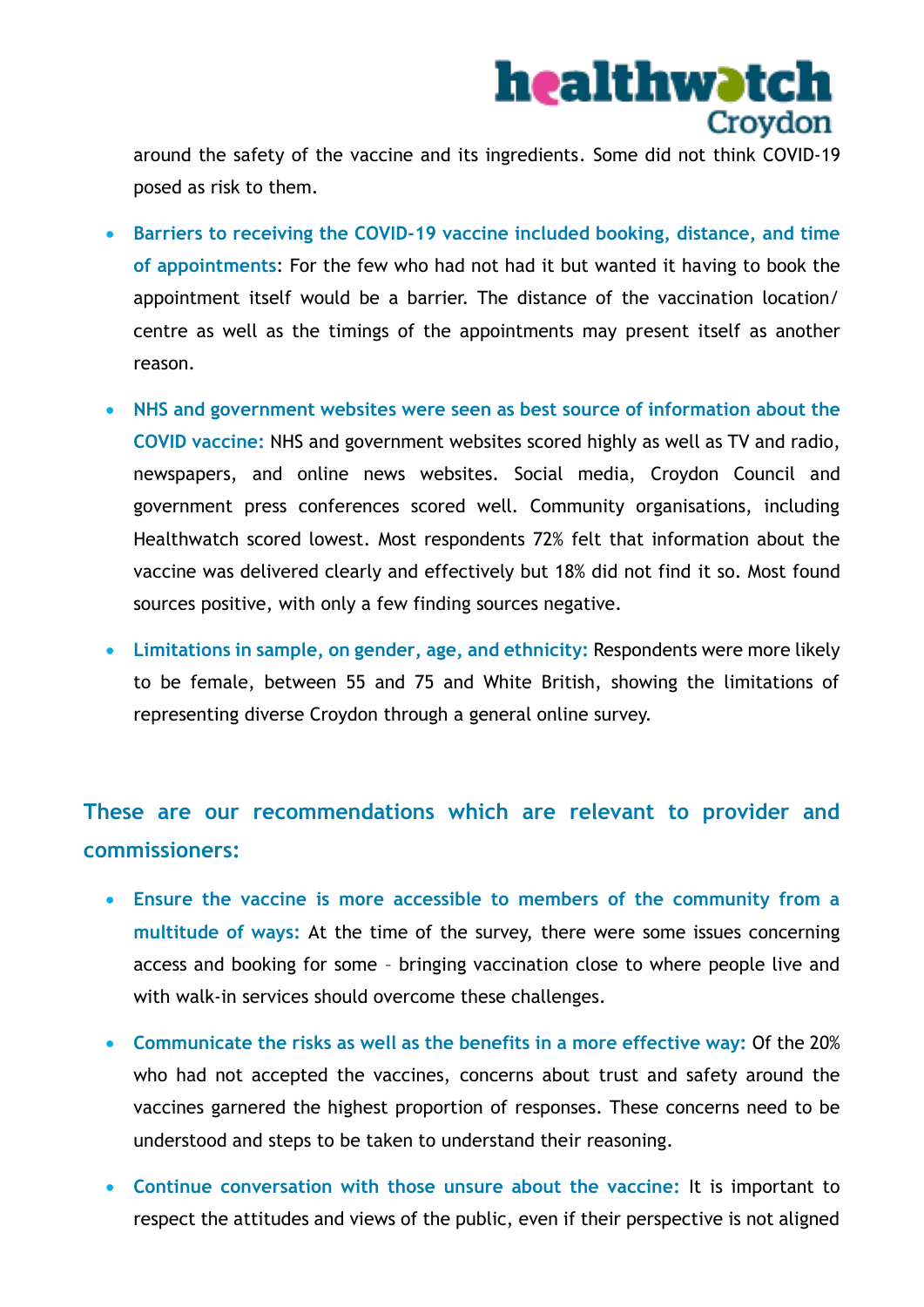around the safety of the vaccine and its ingredients. Some did not think COVID-19 posed as risk to them.

- **Barriers to receiving the COVID-19 vaccine included booking, distance, and time of appointments**: For the few who had not had it but wanted it having to book the appointment itself would be a barrier. The distance of the vaccination location/ centre as well as the timings of the appointments may present itself as another reason.

- **NHS and government websites were seen as best source of information about the COVID vaccine:** NHS and government websites scored highly as well as TV and radio, newspapers, and online news websites. Social media, Croydon Council and government press conferences scored well. Community organisations, including Healthwatch scored lowest. Most respondents 72% felt that information about the vaccine was delivered clearly and effectively but 18% did not find it so. Most found sources positive, with only a few finding sources negative.

- **Limitations in sample, on gender, age, and ethnicity:** Respondents were more likely to be female, between 55 and 75 and White British, showing the limitations of representing diverse Croydon through a general online survey.

## These are our recommendations which are relevant to provider and commissioners:

- **Ensure the vaccine is more accessible to members of the community from a multitude of ways:** At the time of the survey, there were some issues concerning access and booking for some – bringing vaccination close to where people live and with walk-in services should overcome these challenges.

- **Communicate the risks as well as the benefits in a more effective way:** Of the 20% who had not accepted the vaccines, concerns about trust and safety around the vaccines garnered the highest proportion of responses. These concerns need to be understood and steps to be taken to understand their reasoning.

- **Continue conversation with those unsure about the vaccine:** It is important to respect the attitudes and views of the public, even if their perspective is not aligned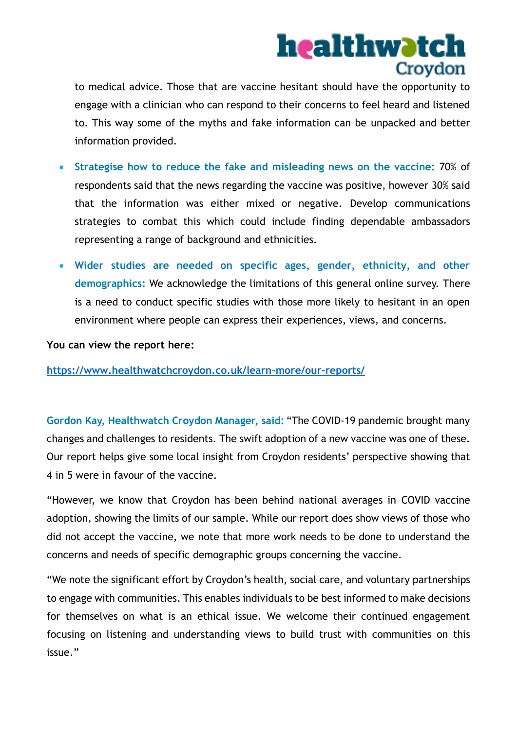to medical advice. Those that are vaccine hesitant should have the opportunity to engage with a clinician who can respond to their concerns to feel heard and listened to. This way some of the myths and fake information can be unpacked and better information provided.

- **Strategise how to reduce the fake and misleading news on the vaccine:** 70% of respondents said that the news regarding the vaccine was positive, however 30% said that the information was either mixed or negative. Develop communications strategies to combat this which could include finding dependable ambassadors representing a range of background and ethnicities.
- **Wider studies are needed on specific ages, gender, ethnicity, and other demographics:** We acknowledge the limitations of this general online survey. There is a need to conduct specific studies with those more likely to hesitant in an open environment where people can express their experiences, views, and concerns.

**You can view the report here:**

https://www.healthwatchcroydon.co.uk/learn-more/our-reports/

**Gordon Kay, Healthwatch Croydon Manager, said:** "The COVID-19 pandemic brought many changes and challenges to residents. The swift adoption of a new vaccine was one of these. Our report helps give some local insight from Croydon residents' perspective showing that 4 in 5 were in favour of the vaccine.

"However, we know that Croydon has been behind national averages in COVID vaccine adoption, showing the limits of our sample. While our report does show views of those who did not accept the vaccine, we note that more work needs to be done to understand the concerns and needs of specific demographic groups concerning the vaccine.

"We note the significant effort by Croydon's health, social care, and voluntary partnerships to engage with communities. This enables individuals to be best informed to make decisions for themselves on what is an ethical issue. We welcome their continued engagement focusing on listening and understanding views to build trust with communities on this issue."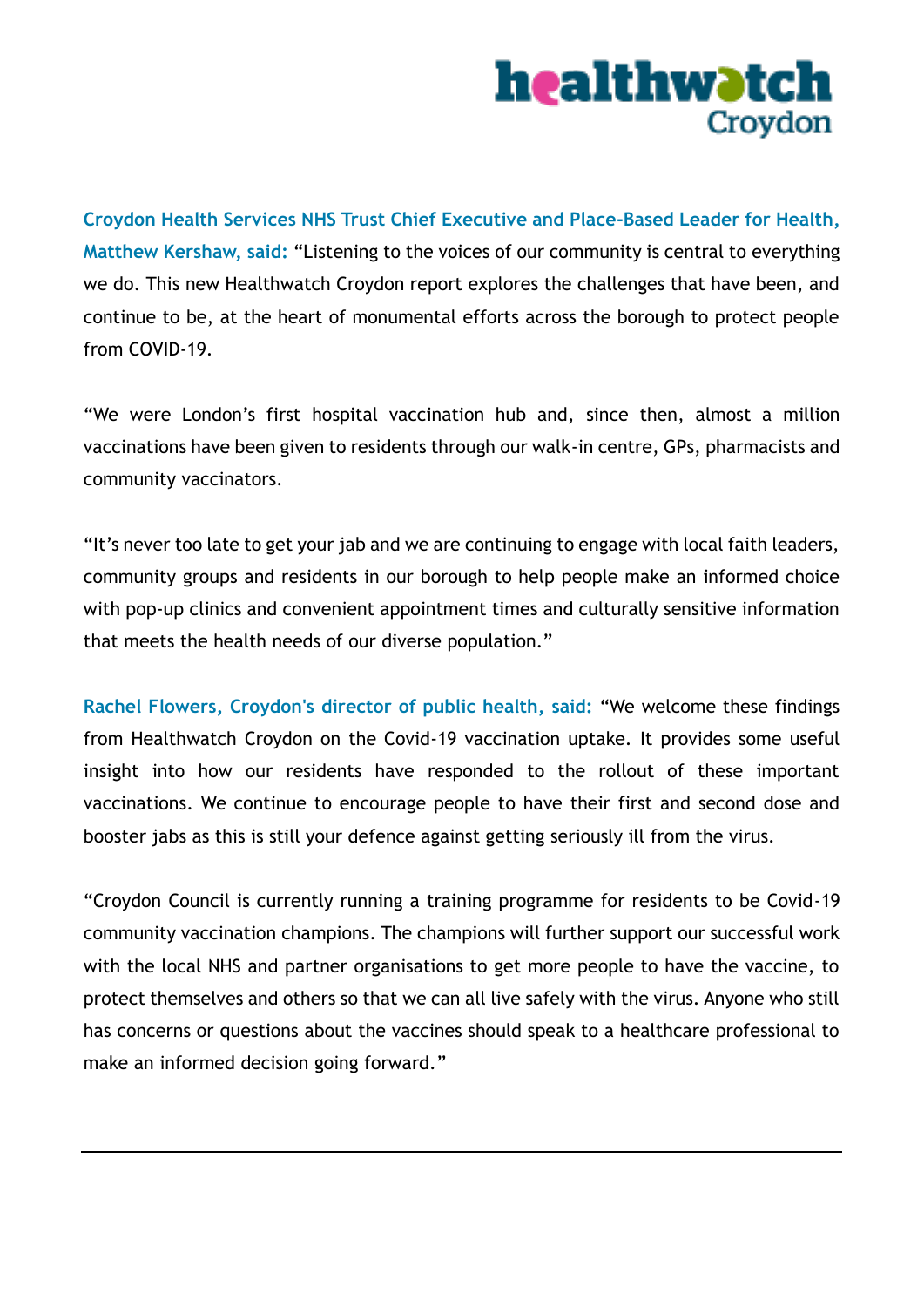**Croydon Health Services NHS Trust Chief Executive and Place-Based Leader for Health, Matthew Kershaw, said:** "Listening to the voices of our community is central to everything we do. This new Healthwatch Croydon report explores the challenges that have been, and continue to be, at the heart of monumental efforts across the borough to protect people from COVID-19.

"We were London's first hospital vaccination hub and, since then, almost a million vaccinations have been given to residents through our walk-in centre, GPs, pharmacists and community vaccinators.

"It's never too late to get your jab and we are continuing to engage with local faith leaders, community groups and residents in our borough to help people make an informed choice with pop-up clinics and convenient appointment times and culturally sensitive information that meets the health needs of our diverse population."

**Rachel Flowers, Croydon's director of public health, said:** "We welcome these findings from Healthwatch Croydon on the Covid-19 vaccination uptake. It provides some useful insight into how our residents have responded to the rollout of these important vaccinations. We continue to encourage people to have their first and second dose and booster jabs as this is still your defence against getting seriously ill from the virus.

"Croydon Council is currently running a training programme for residents to be Covid-19 community vaccination champions. The champions will further support our successful work with the local NHS and partner organisations to get more people to have the vaccine, to protect themselves and others so that we can all live safely with the virus. Anyone who still has concerns or questions about the vaccines should speak to a healthcare professional to make an informed decision going forward."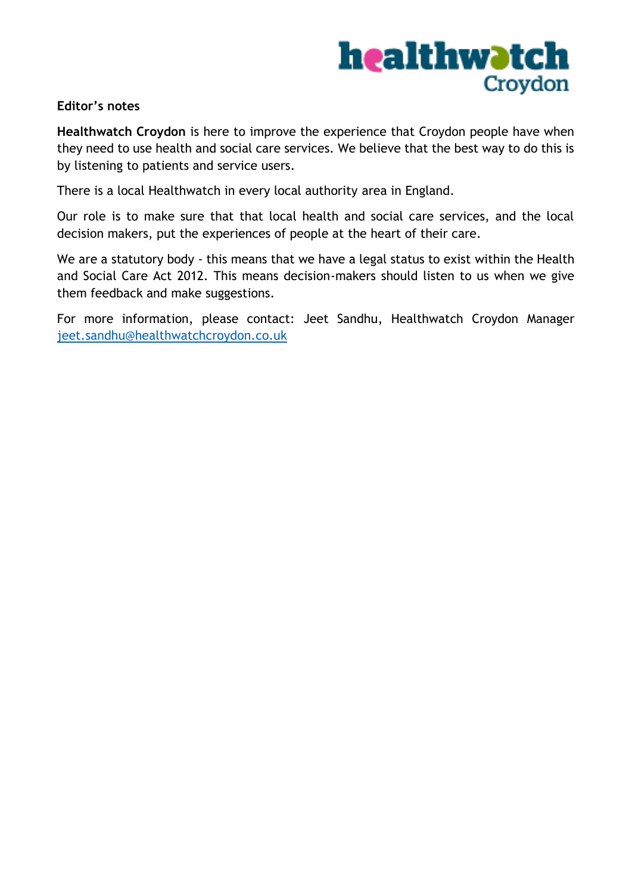**Editor's notes**

**Healthwatch Croydon** is here to improve the experience that Croydon people have when they need to use health and social care services. We believe that the best way to do this is by listening to patients and service users.

There is a local Healthwatch in every local authority area in England.

Our role is to make sure that that local health and social care services, and the local decision makers, put the experiences of people at the heart of their care.

We are a statutory body - this means that we have a legal status to exist within the Health and Social Care Act 2012. This means decision-makers should listen to us when we give them feedback and make suggestions.

For more information, please contact: Jeet Sandhu, Healthwatch Croydon Manager jeet.sandhu@healthwatchcroydon.co.uk